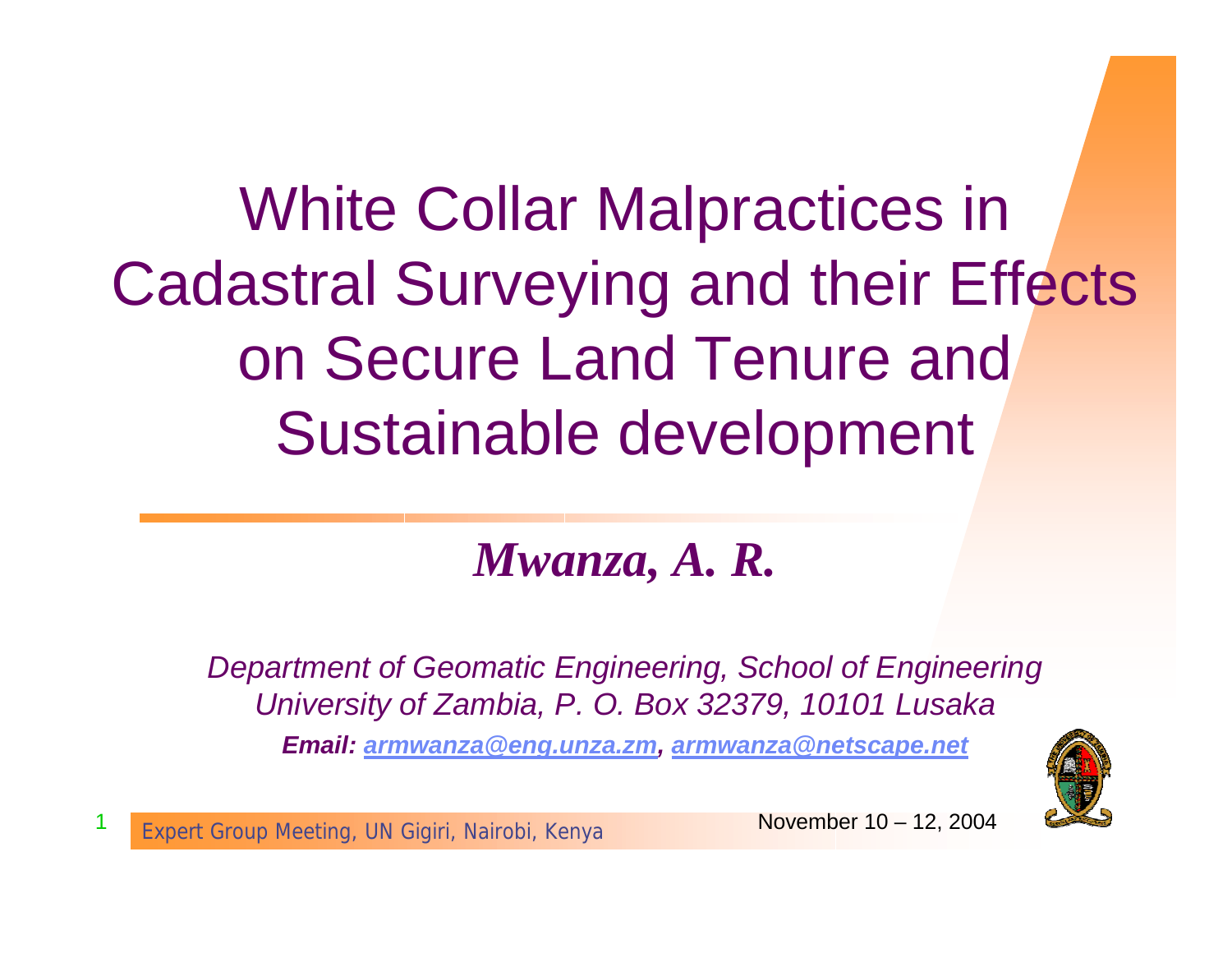# White Collar Malpractices in Cadastral Surveying and their Effects on Secure Land Tenure and Sustainable development

***Mwanza, A. R.***

*Department of Geomatic Engineering, School of Engineering*
*University of Zambia, P. O. Box 32379, 10101 Lusaka*

***Email: armwanza@eng.unza.zm, armwanza@netscape.net***

Expert Group Meeting, UN Gigiri, Nairobi, Kenya

November 10 – 12, 2004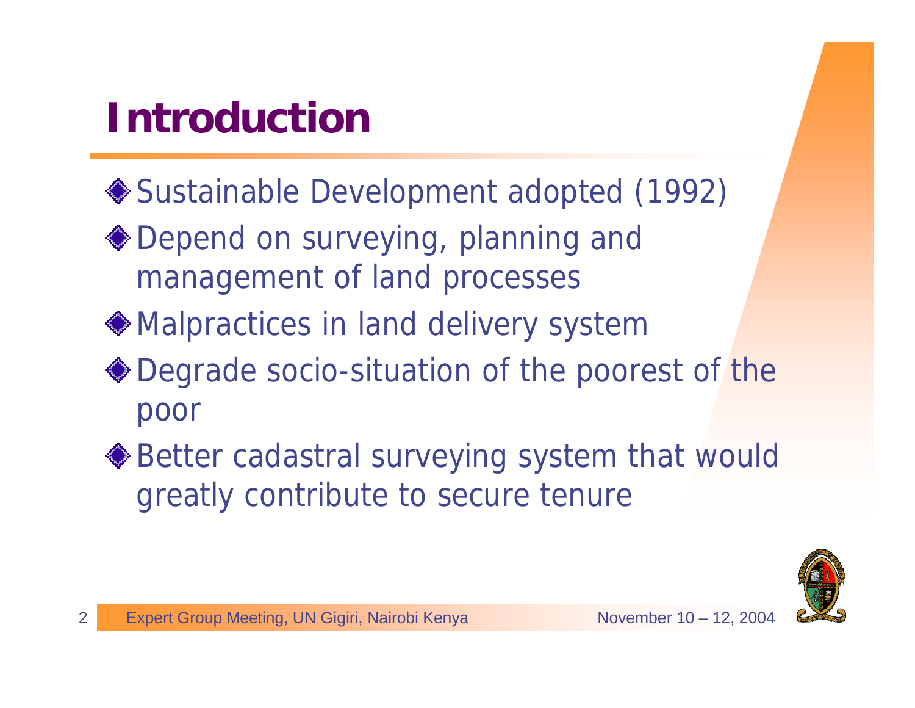# Introduction

- Sustainable Development adopted (1992)
- Depend on surveying, planning and management of land processes
- Malpractices in land delivery system
- Degrade socio-situation of the poorest of the poor
- Better cadastral surveying system that would greatly contribute to secure tenure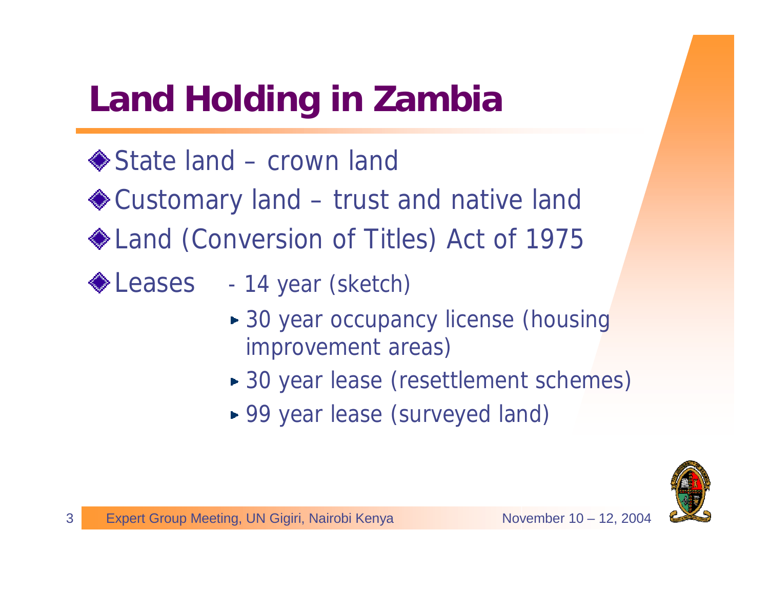# Land Holding in Zambia

- State land – crown land
- Customary land – trust and native land
- Land (Conversion of Titles) Act of 1975
- Leases - 14 year (sketch)
  - 30 year occupancy license (housing improvement areas)
  - 30 year lease (resettlement schemes)
  - 99 year lease (surveyed land)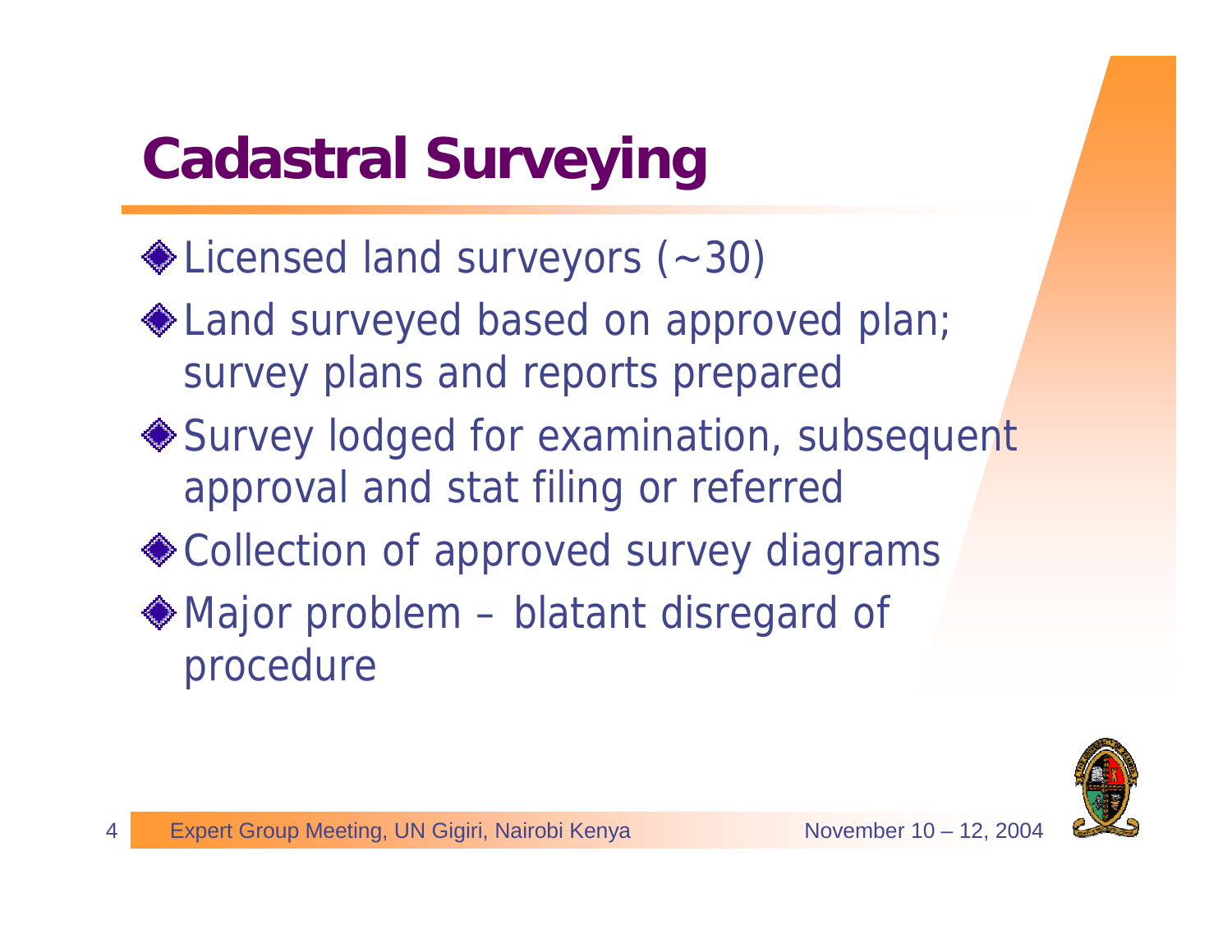# Cadastral Surveying

- Licensed land surveyors (~30)
- Land surveyed based on approved plan; survey plans and reports prepared
- Survey lodged for examination, subsequent approval and stat filing or referred
- Collection of approved survey diagrams
- Major problem – blatant disregard of procedure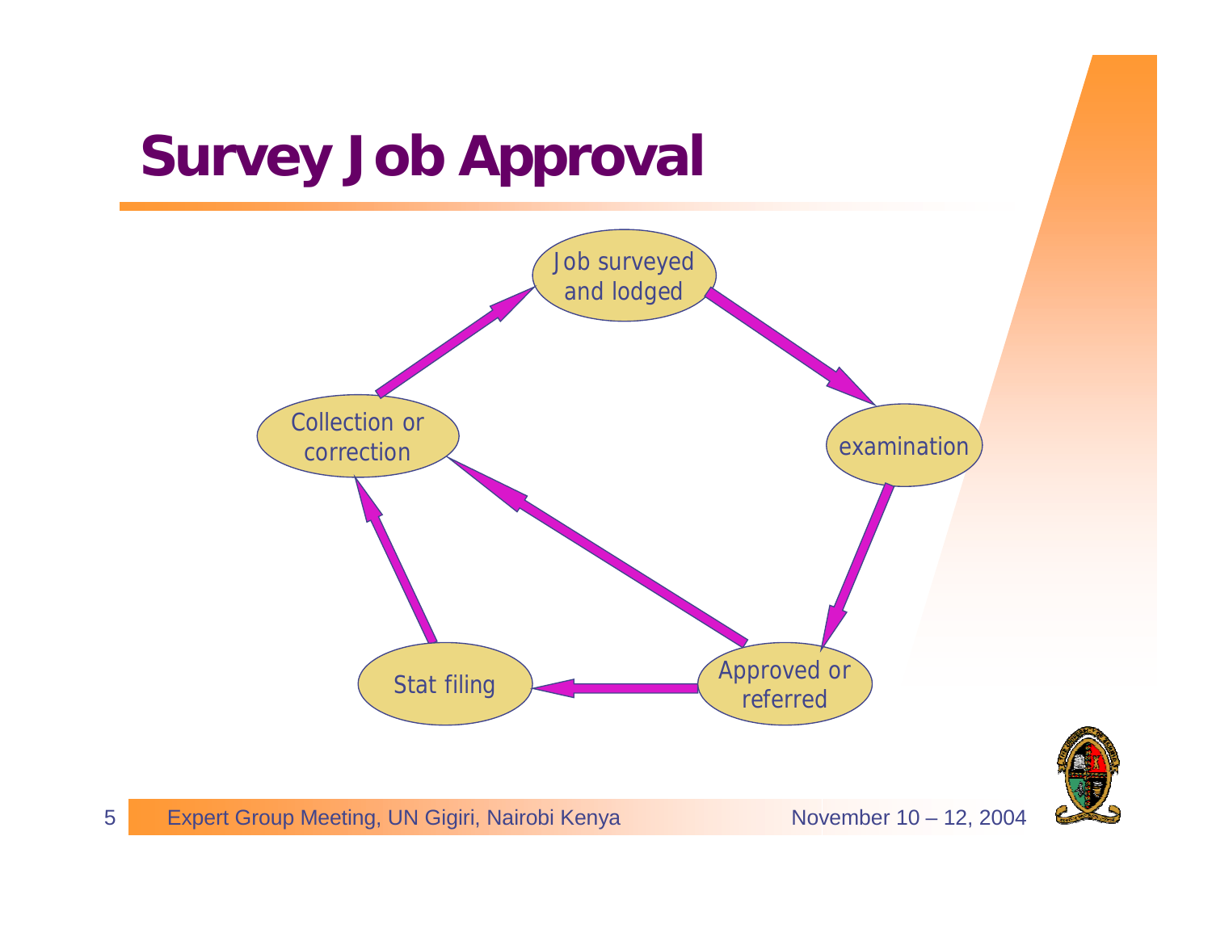# Survey Job Approval

Job surveyed and lodged

examination

Approved or referred

Stat filing

Collection or correction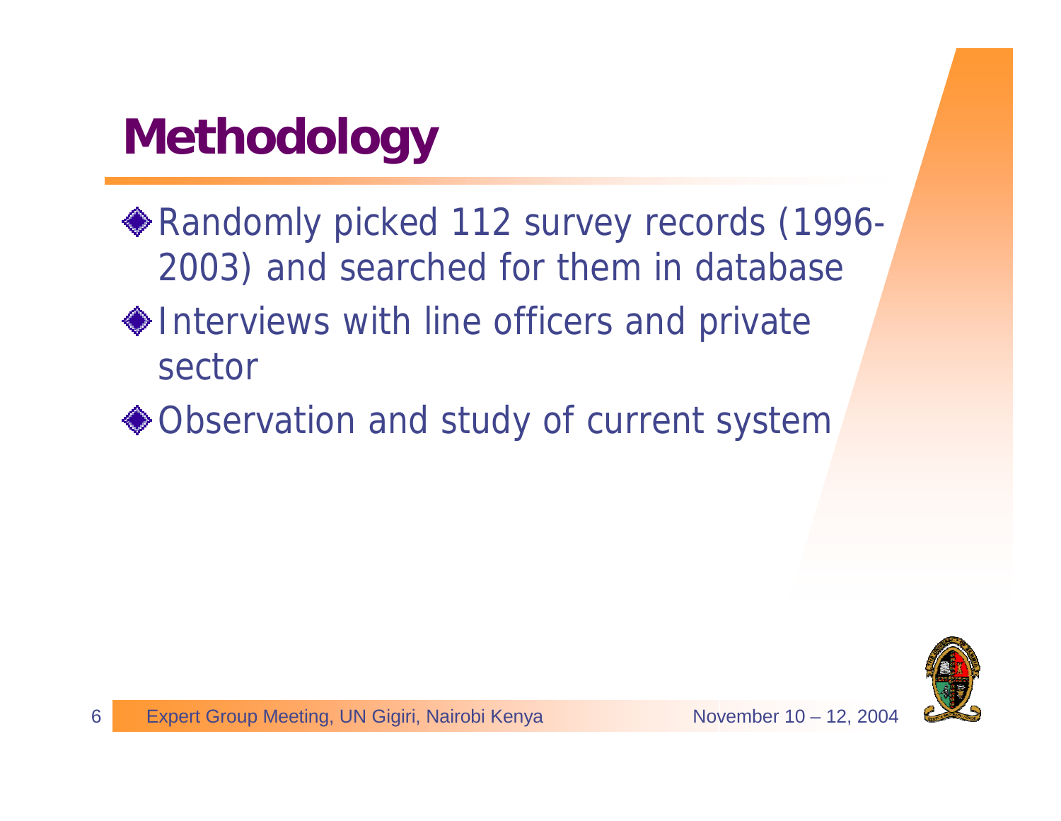# Methodology

- Randomly picked 112 survey records (1996-2003) and searched for them in database
- Interviews with line officers and private sector
- Observation and study of current system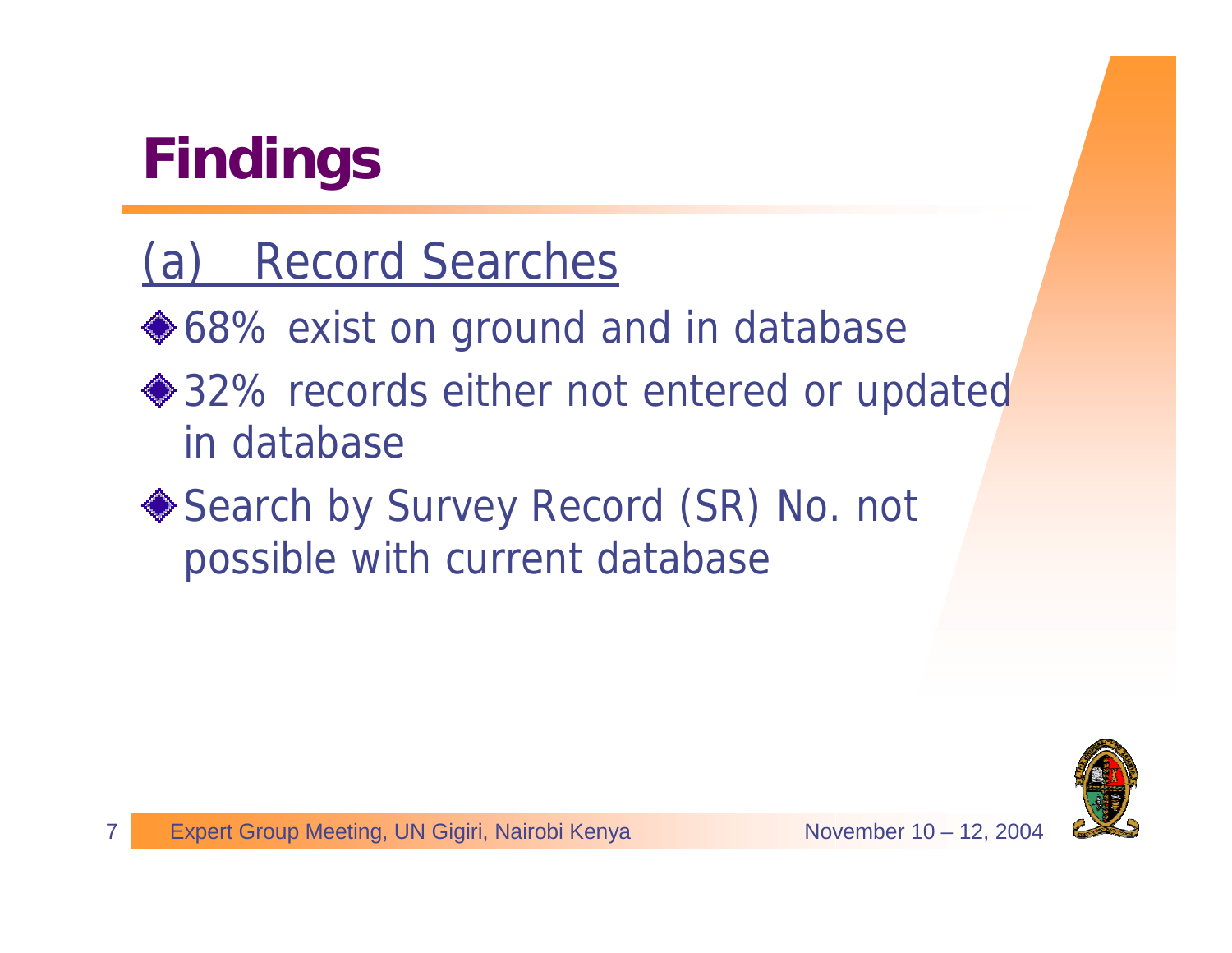# Findings

## (a) Record Searches

- 68% exist on ground and in database
- 32% records either not entered or updated in database
- Search by Survey Record (SR) No. not possible with current database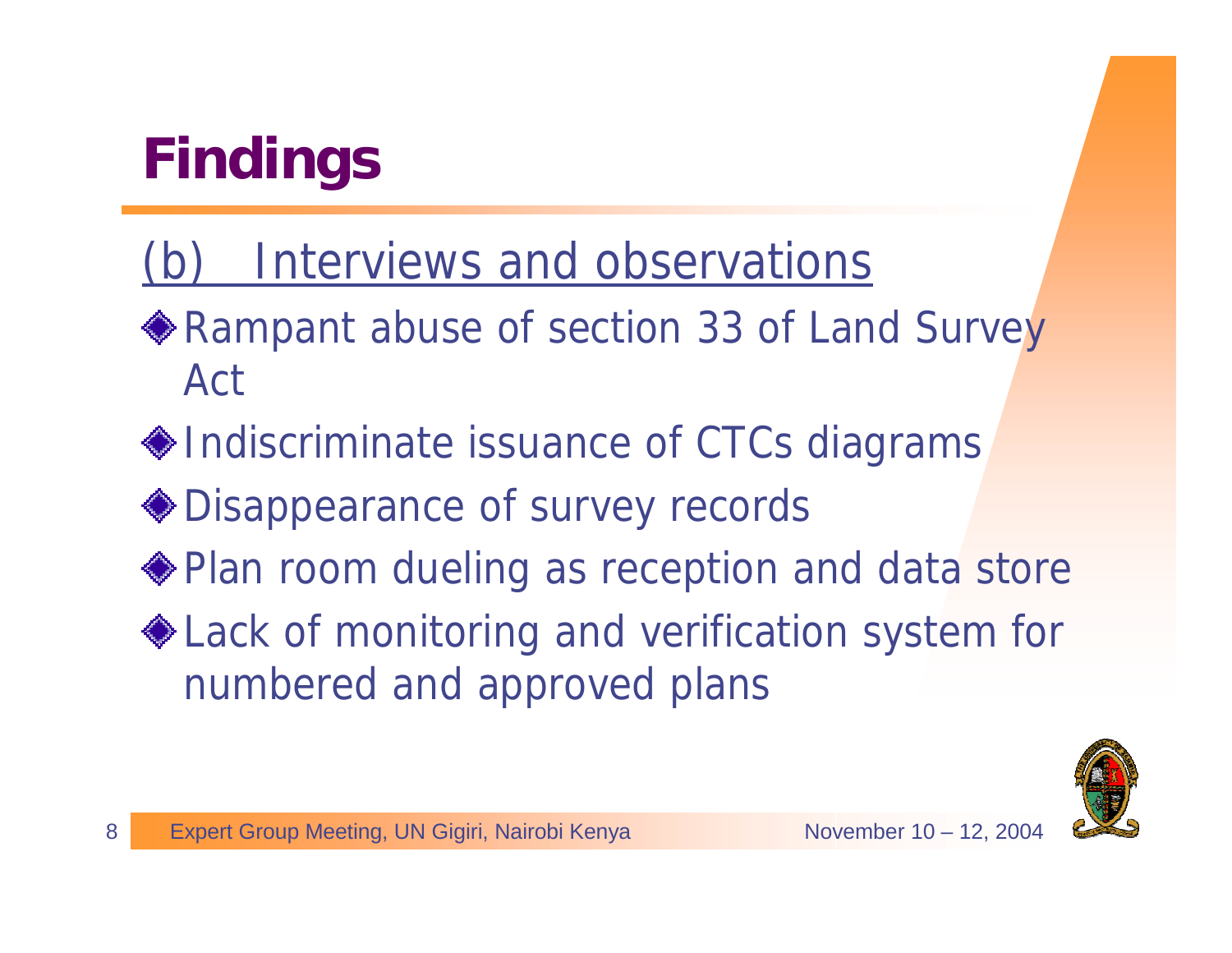# Findings

## (b) Interviews and observations

- Rampant abuse of section 33 of Land Survey Act
- Indiscriminate issuance of CTCs diagrams
- Disappearance of survey records
- Plan room dueling as reception and data store
- Lack of monitoring and verification system for numbered and approved plans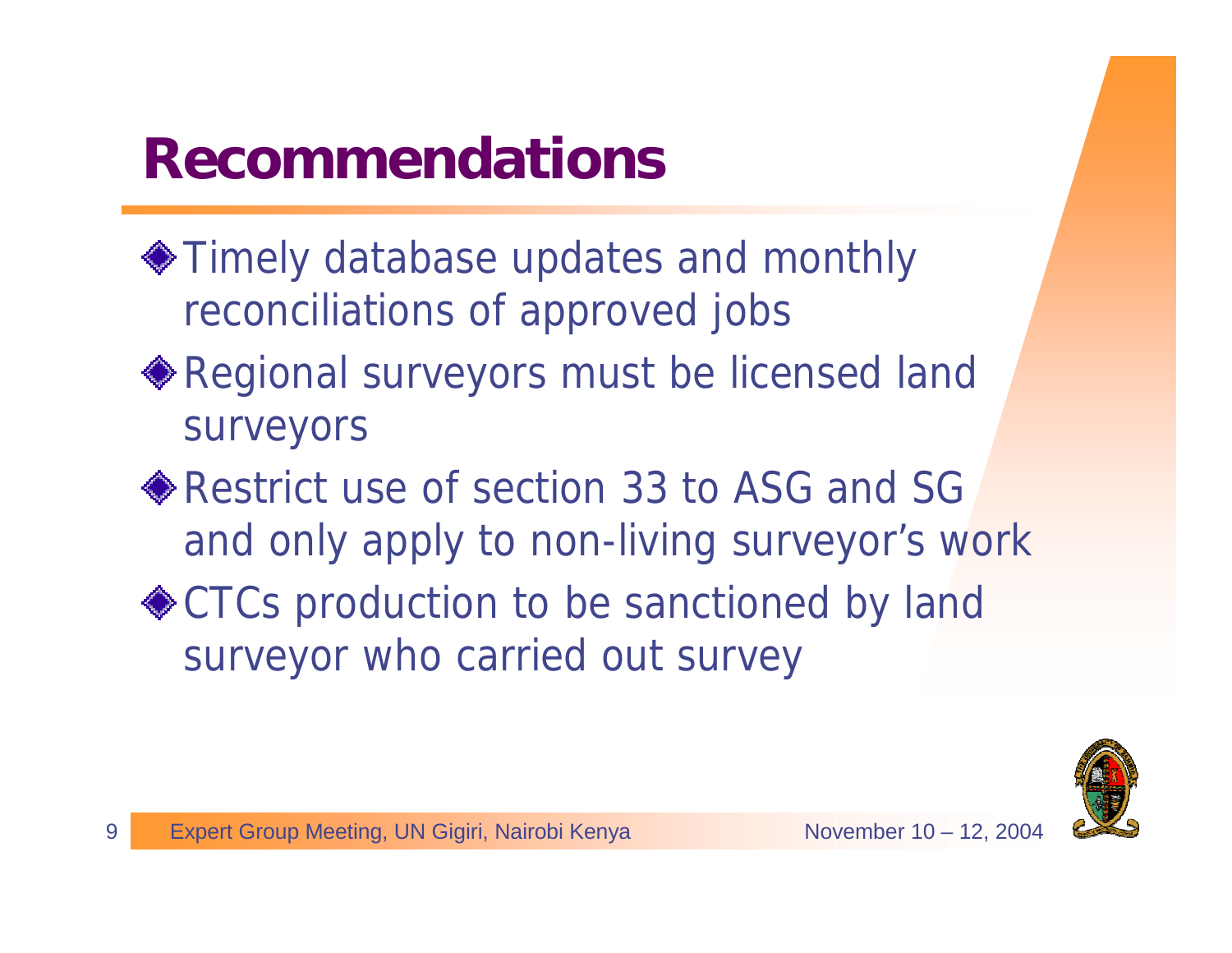# Recommendations

- Timely database updates and monthly reconciliations of approved jobs
- Regional surveyors must be licensed land surveyors
- Restrict use of section 33 to ASG and SG and only apply to non-living surveyor's work
- CTCs production to be sanctioned by land surveyor who carried out survey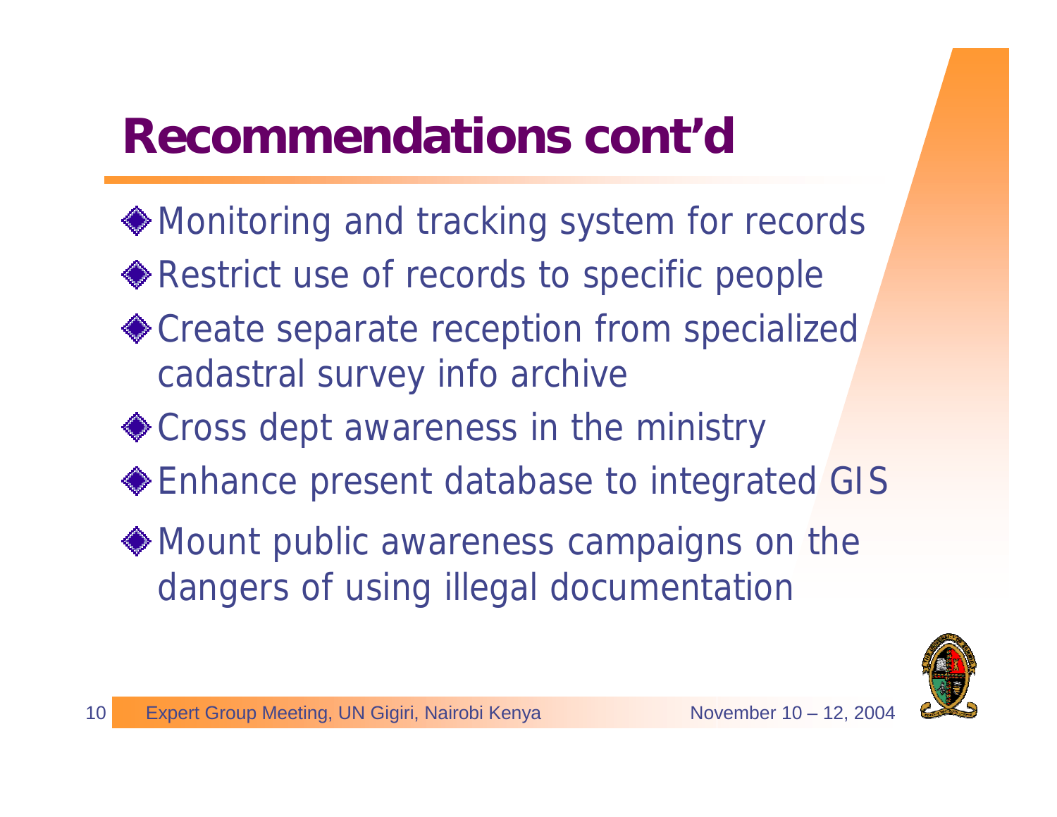# Recommendations cont'd

- Monitoring and tracking system for records
- Restrict use of records to specific people
- Create separate reception from specialized cadastral survey info archive
- Cross dept awareness in the ministry
- Enhance present database to integrated GIS
- Mount public awareness campaigns on the dangers of using illegal documentation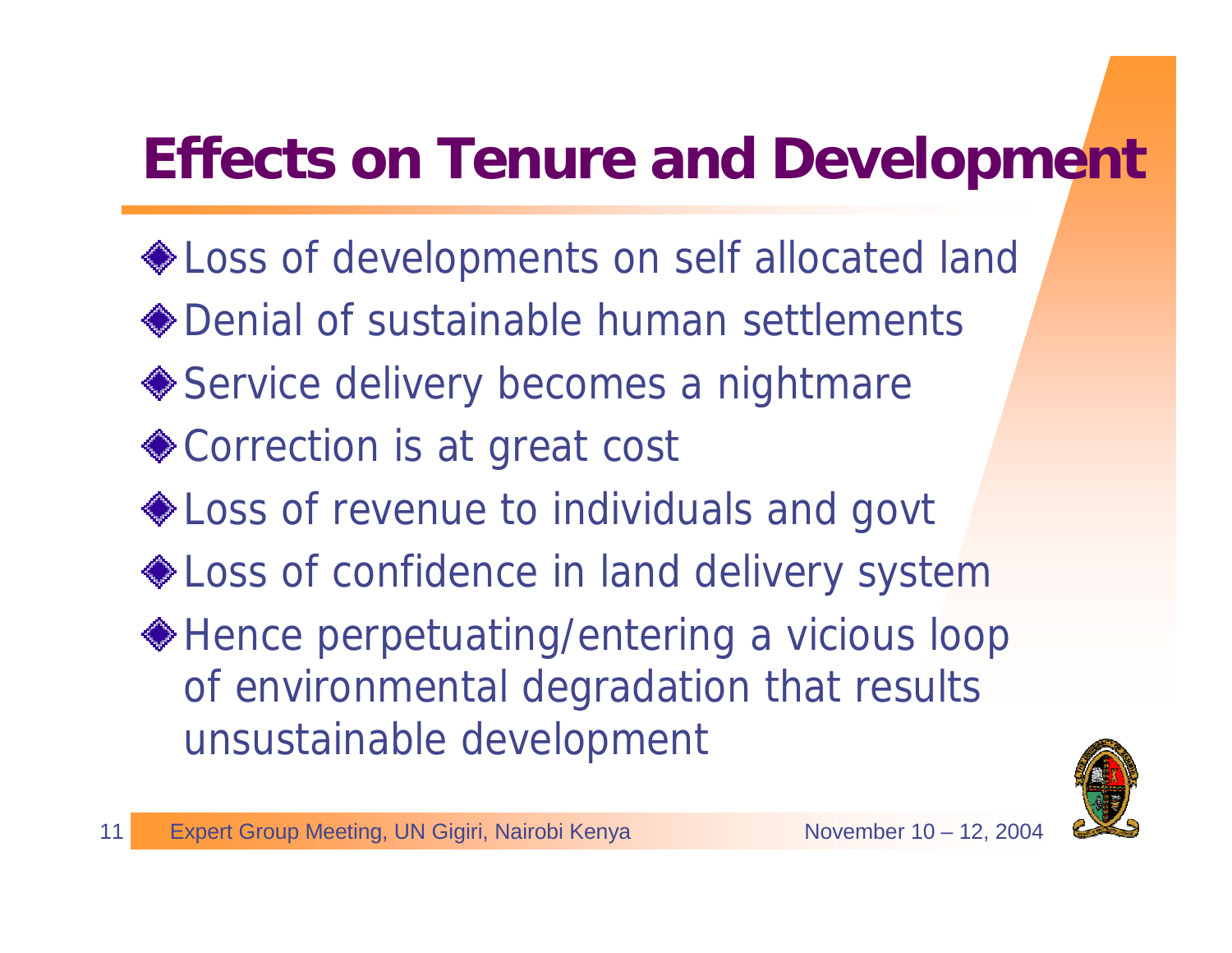# Effects on Tenure and Development

- Loss of developments on self allocated land
- Denial of sustainable human settlements
- Service delivery becomes a nightmare
- Correction is at great cost
- Loss of revenue to individuals and govt
- Loss of confidence in land delivery system
- Hence perpetuating/entering a vicious loop of environmental degradation that results unsustainable development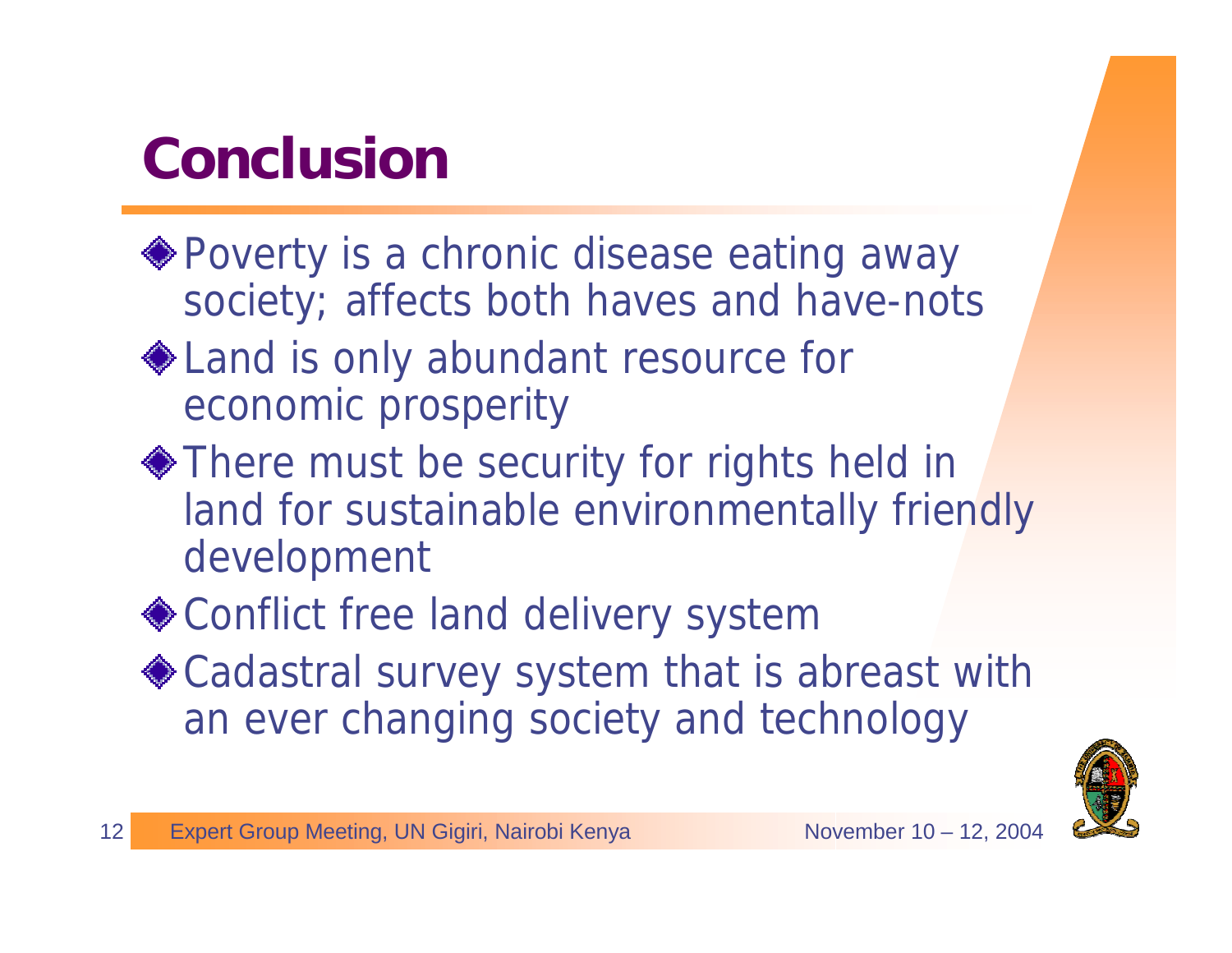# Conclusion

- Poverty is a chronic disease eating away society; affects both haves and have-nots
- Land is only abundant resource for economic prosperity
- There must be security for rights held in land for sustainable environmentally friendly development
- Conflict free land delivery system
- Cadastral survey system that is abreast with an ever changing society and technology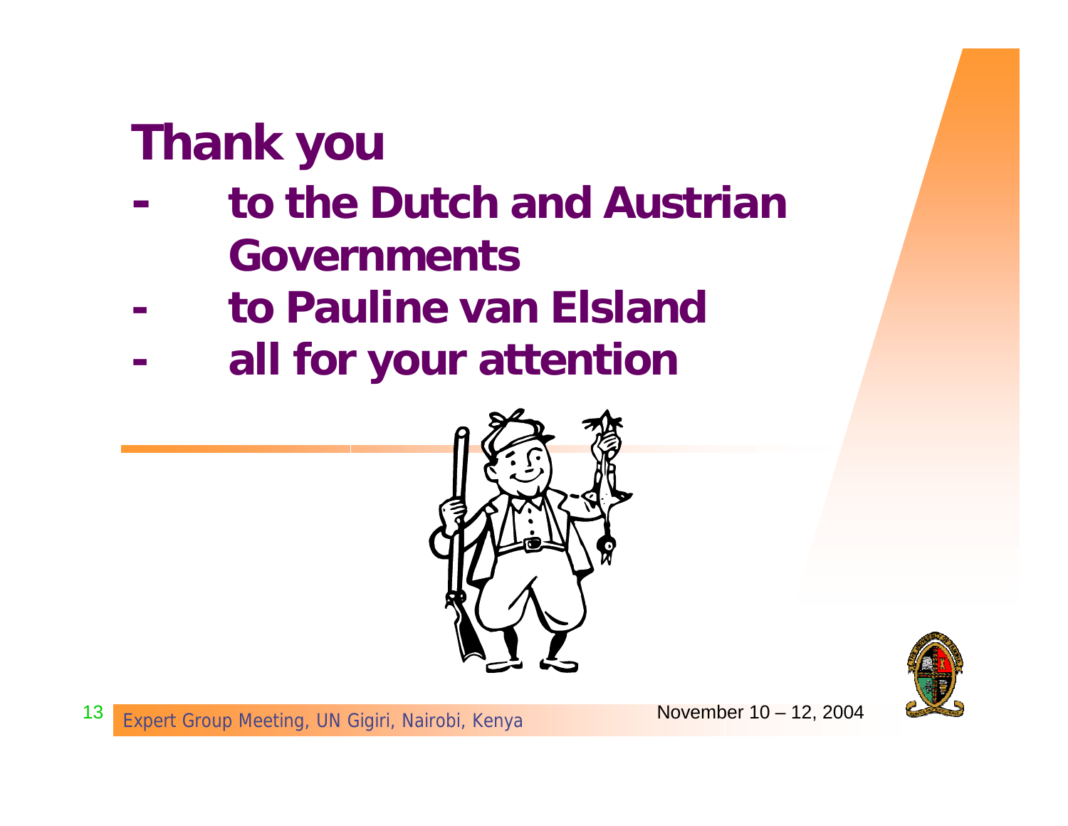# Thank you

- to the Dutch and Austrian Governments
- to Pauline van Elsland
- all for your attention